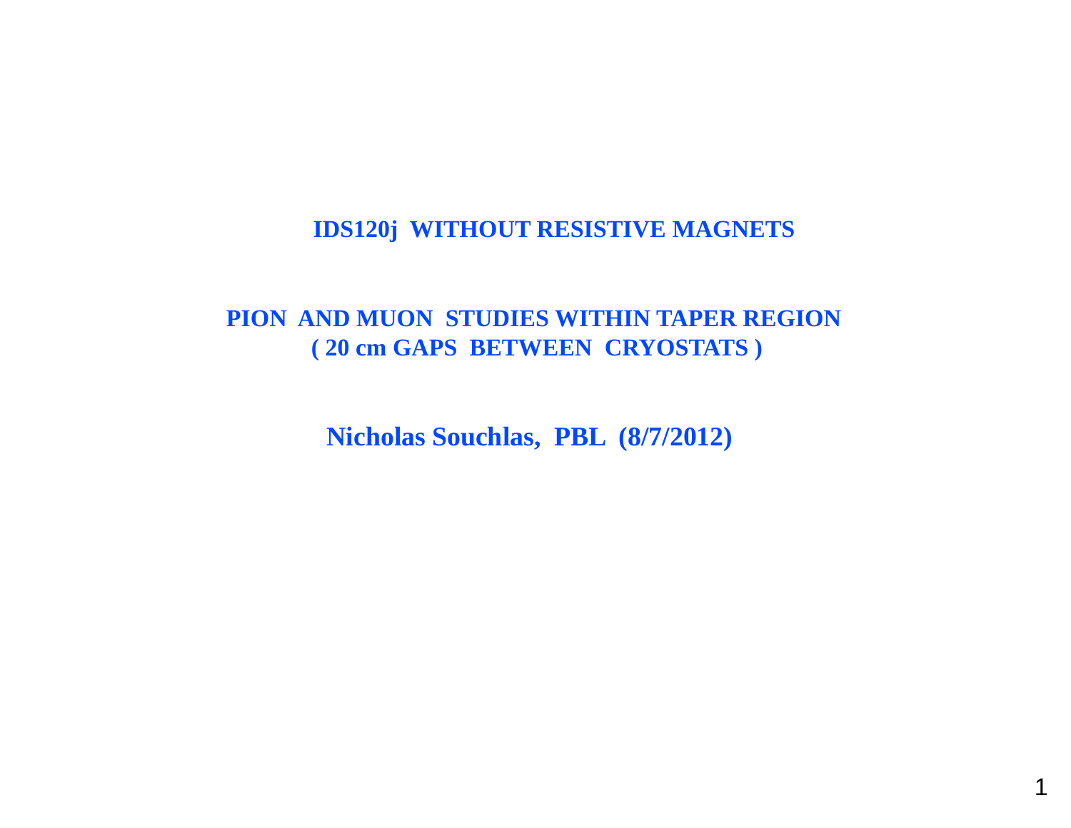# IDS120j WITHOUT RESISTIVE MAGNETS

## PION AND MUON STUDIES WITHIN TAPER REGION
## ( 20 cm GAPS BETWEEN CRYOSTATS )

**Nicholas Souchlas, PBL (8/7/2012)**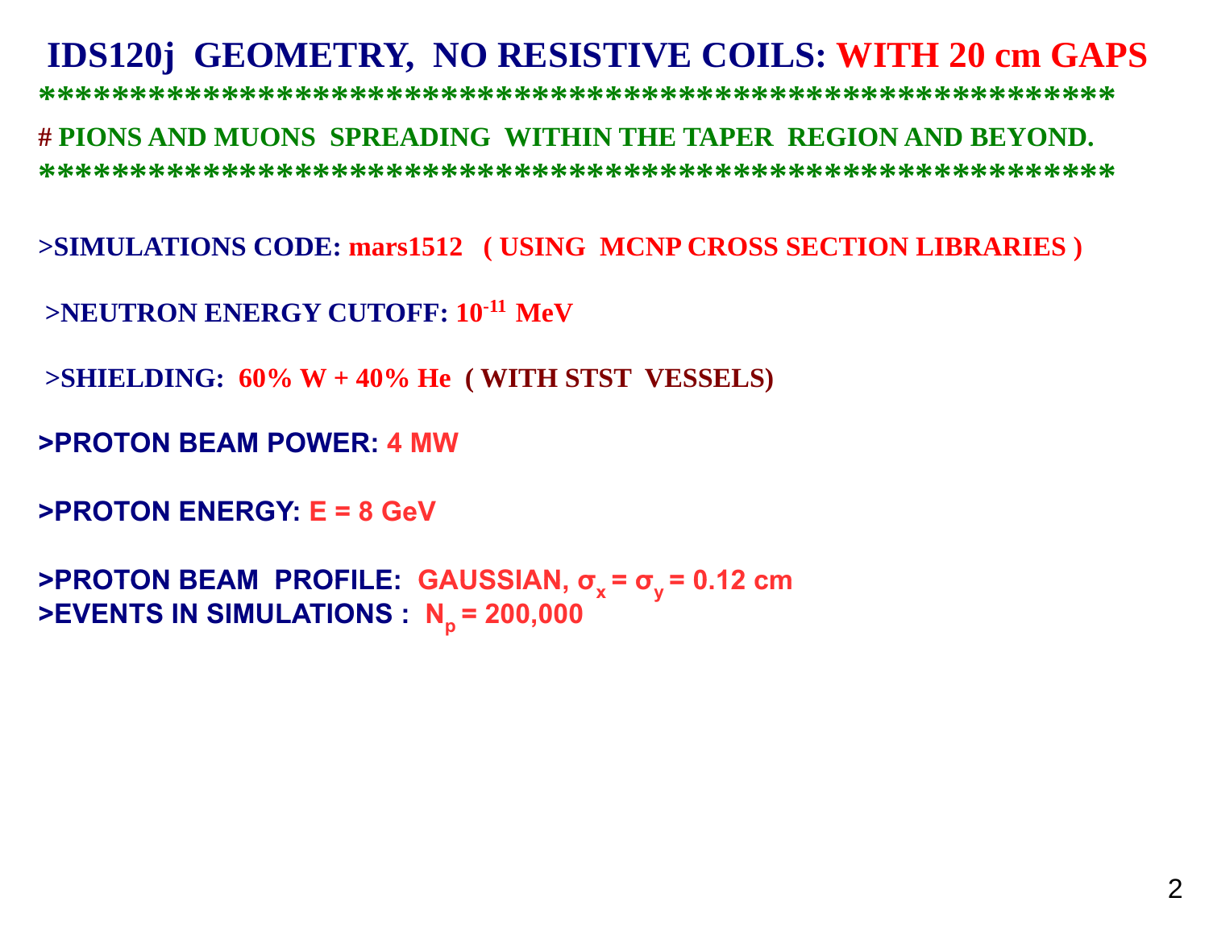# IDS120j GEOMETRY, NO RESISTIVE COILS: WITH 20 cm GAPS

************************************************************

# PIONS AND MUONS SPREADING WITHIN THE TAPER REGION AND BEYOND.

************************************************************

**>SIMULATIONS CODE: mars1512 ( USING MCNP CROSS SECTION LIBRARIES )**

**>NEUTRON ENERGY CUTOFF: $10^{-11}$ MeV**

**>SHIELDING: 60% W + 40% He ( WITH STST VESSELS)**

**>PROTON BEAM POWER: 4 MW**

**>PROTON ENERGY: E = 8 GeV**

**>PROTON BEAM PROFILE: GAUSSIAN, $\sigma_x = \sigma_y = 0.12$ cm**
**>EVENTS IN SIMULATIONS : $N_p$ = 200,000**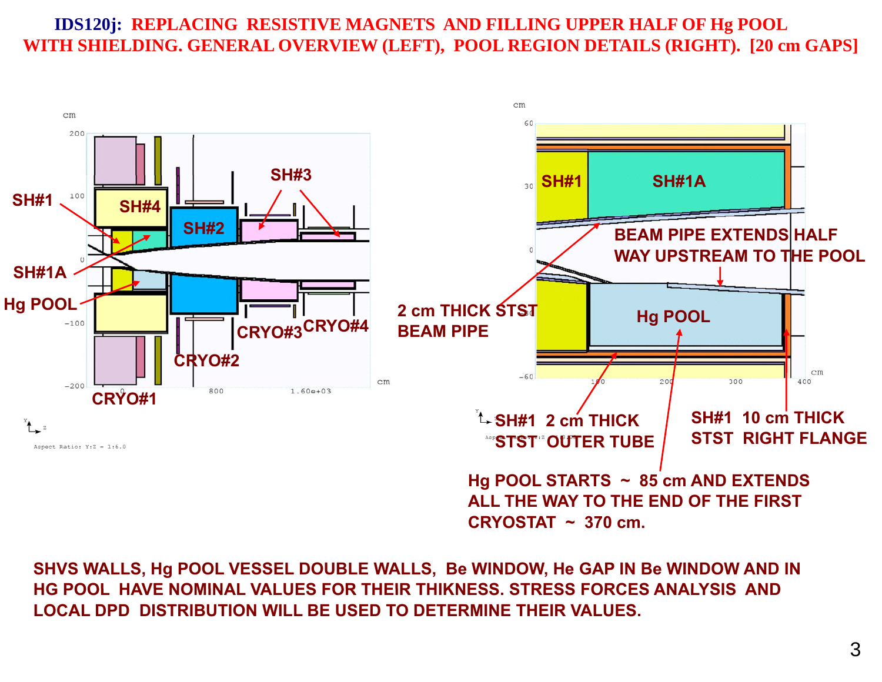# IDS120j: REPLACING RESISTIVE MAGNETS AND FILLING UPPER HALF OF Hg POOL WITH SHIELDING. GENERAL OVERVIEW (LEFT), POOL REGION DETAILS (RIGHT). [20 cm GAPS]

SH#1

SH#4

SH#2

SH#3

SH#1A

Hg POOL

CRYO#1

CRYO#2

CRYO#3

CRYO#4

Aspect Ratio: Y:Z = 1:6.0

SH#1

SH#1A

BEAM PIPE EXTENDS HALF WAY UPSTREAM TO THE POOL

2 cm THICK STST BEAM PIPE

Hg POOL

SH#1 2 cm THICK STST OUTER TUBE

SH#1 10 cm THICK STST RIGHT FLANGE

Hg POOL STARTS ~ 85 cm AND EXTENDS ALL THE WAY TO THE END OF THE FIRST CRYOSTAT ~ 370 cm.

SHVS WALLS, Hg POOL VESSEL DOUBLE WALLS, Be WINDOW, He GAP IN Be WINDOW AND IN HG POOL HAVE NOMINAL VALUES FOR THEIR THIKNESS. STRESS FORCES ANALYSIS AND LOCAL DPD DISTRIBUTION WILL BE USED TO DETERMINE THEIR VALUES.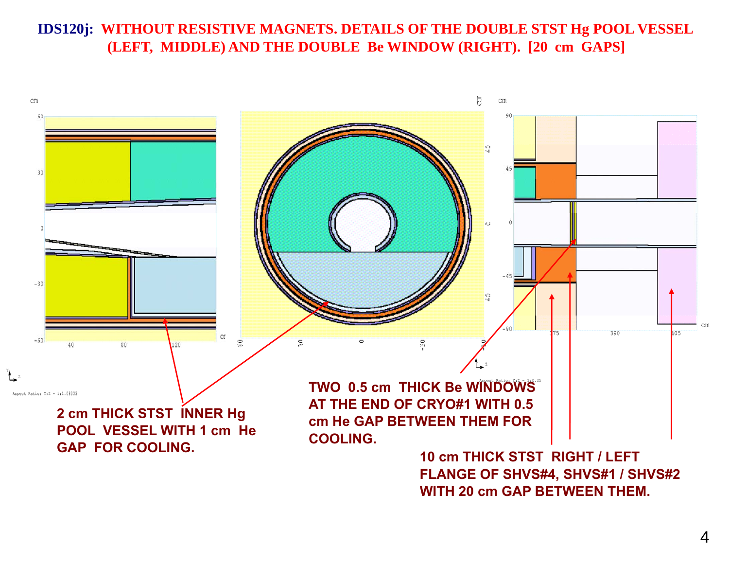**IDS120j: WITHOUT RESISTIVE MAGNETS. DETAILS OF THE DOUBLE STST Hg POOL VESSEL (LEFT, MIDDLE) AND THE DOUBLE Be WINDOW (RIGHT). [20 cm GAPS]**

**2 cm THICK STST INNER Hg POOL VESSEL WITH 1 cm He GAP FOR COOLING.**

**TWO 0.5 cm THICK Be WINDOWS AT THE END OF CRYO#1 WITH 0.5 cm He GAP BETWEEN THEM FOR COOLING.**

**10 cm THICK STST RIGHT / LEFT FLANGE OF SHVS#4, SHVS#1 / SHVS#2 WITH 20 cm GAP BETWEEN THEM.**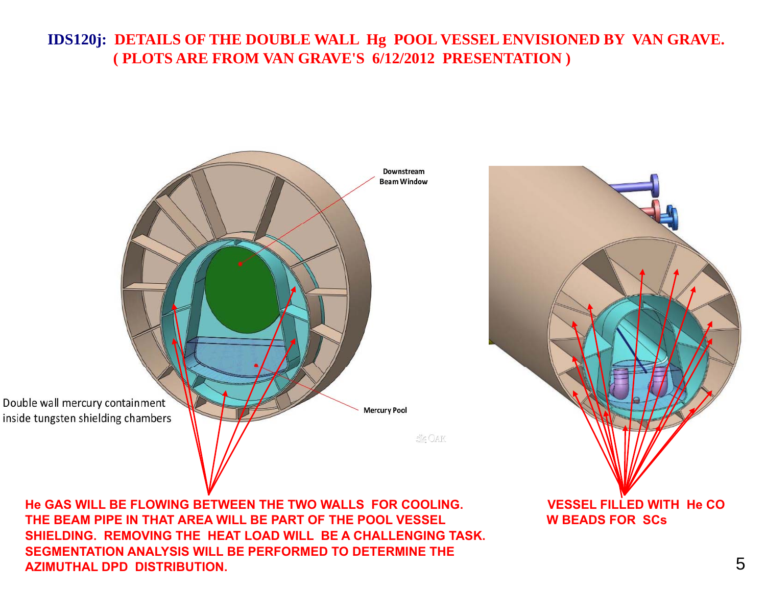# IDS120j: DETAILS OF THE DOUBLE WALL Hg POOL VESSEL ENVISIONED BY VAN GRAVE. ( PLOTS ARE FROM VAN GRAVE'S 6/12/2012 PRESENTATION )

Downstream Beam Window

Mercury Pool

Double wall mercury containment inside tungsten shielding chambers

**HE GAS WILL BE FLOWING BETWEEN THE TWO WALLS FOR COOLING. THE BEAM PIPE IN THAT AREA WILL BE PART OF THE POOL VESSEL SHIELDING. REMOVING THE HEAT LOAD WILL BE A CHALLENGING TASK. SEGMENTATION ANALYSIS WILL BE PERFORMED TO DETERMINE THE AZIMUTHAL DPD DISTRIBUTION.**

**VESSEL FILLED WITH He CO W BEADS FOR SCs**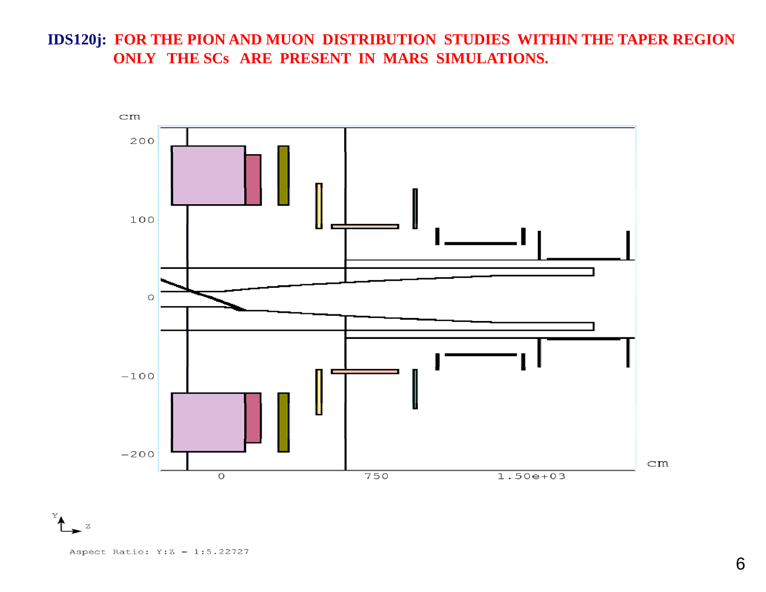**IDS120j: FOR THE PION AND MUON DISTRIBUTION STUDIES WITHIN THE TAPER REGION ONLY THE SCs ARE PRESENT IN MARS SIMULATIONS.**

cm

200

100

0

−100

−200

0 750 1.50e+03

cm

Y Z

Aspect Ratio: Y:Z = 1:5.22727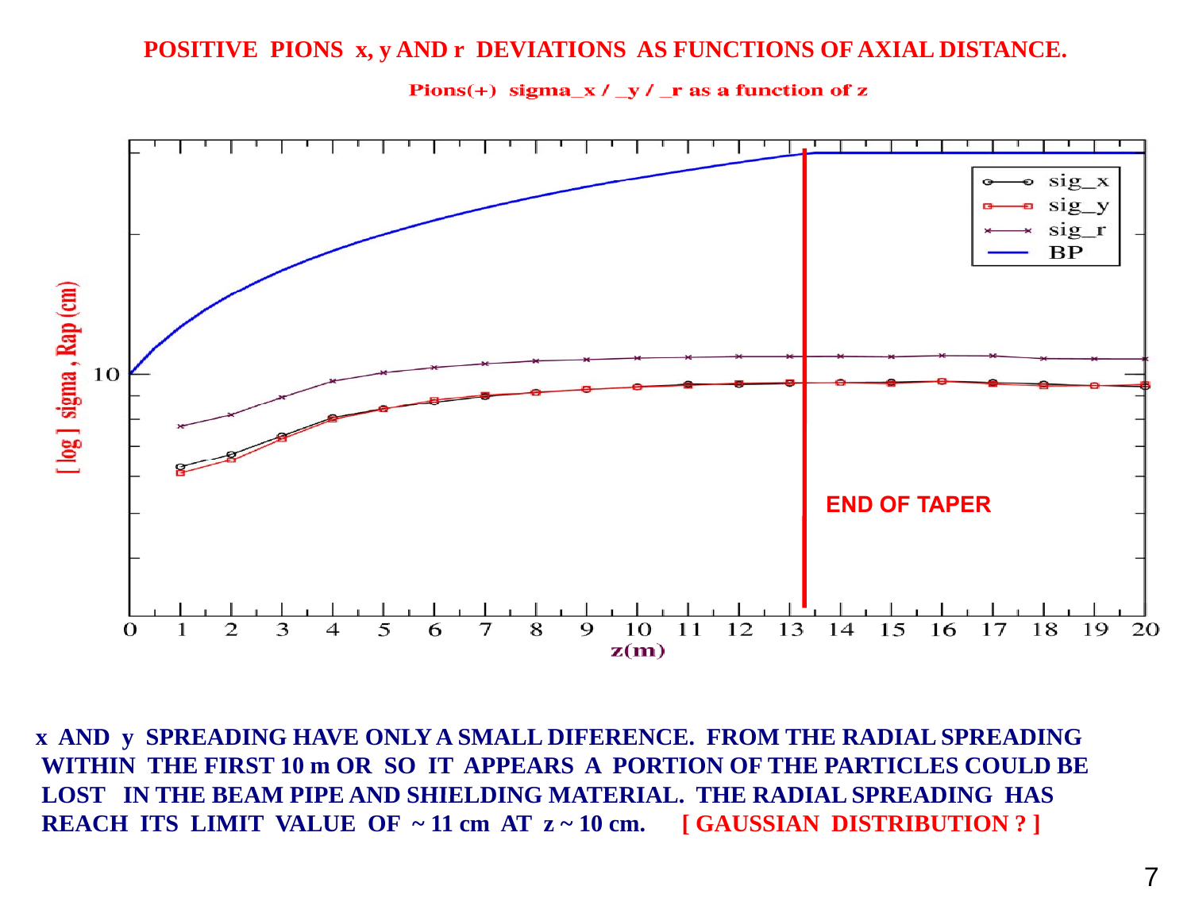# POSITIVE PIONS x, y AND r DEVIATIONS AS FUNCTIONS OF AXIAL DISTANCE.

Pions(+) sigma_x / _y / _r as a function of z

**x AND y SPREADING HAVE ONLY A SMALL DIFERENCE. FROM THE RADIAL SPREADING WITHIN THE FIRST 10 m OR SO IT APPEARS A PORTION OF THE PARTICLES COULD BE LOST IN THE BEAM PIPE AND SHIELDING MATERIAL. THE RADIAL SPREADING HAS REACH ITS LIMIT VALUE OF ~ 11 cm AT z ~ 10 cm. [ GAUSSIAN DISTRIBUTION ? ]**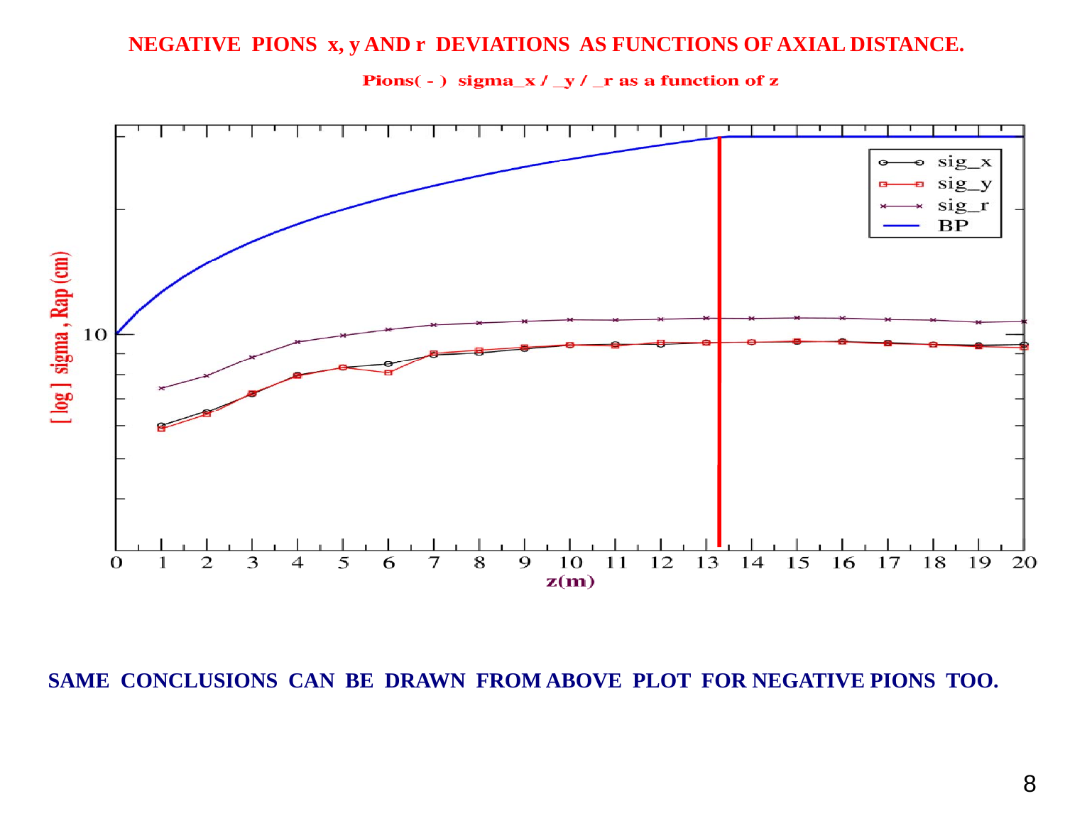# NEGATIVE PIONS x, y AND r DEVIATIONS AS FUNCTIONS OF AXIAL DISTANCE.

Pions( - ) sigma_x / _y / _r as a function of z

**SAME CONCLUSIONS CAN BE DRAWN FROM ABOVE PLOT FOR NEGATIVE PIONS TOO.**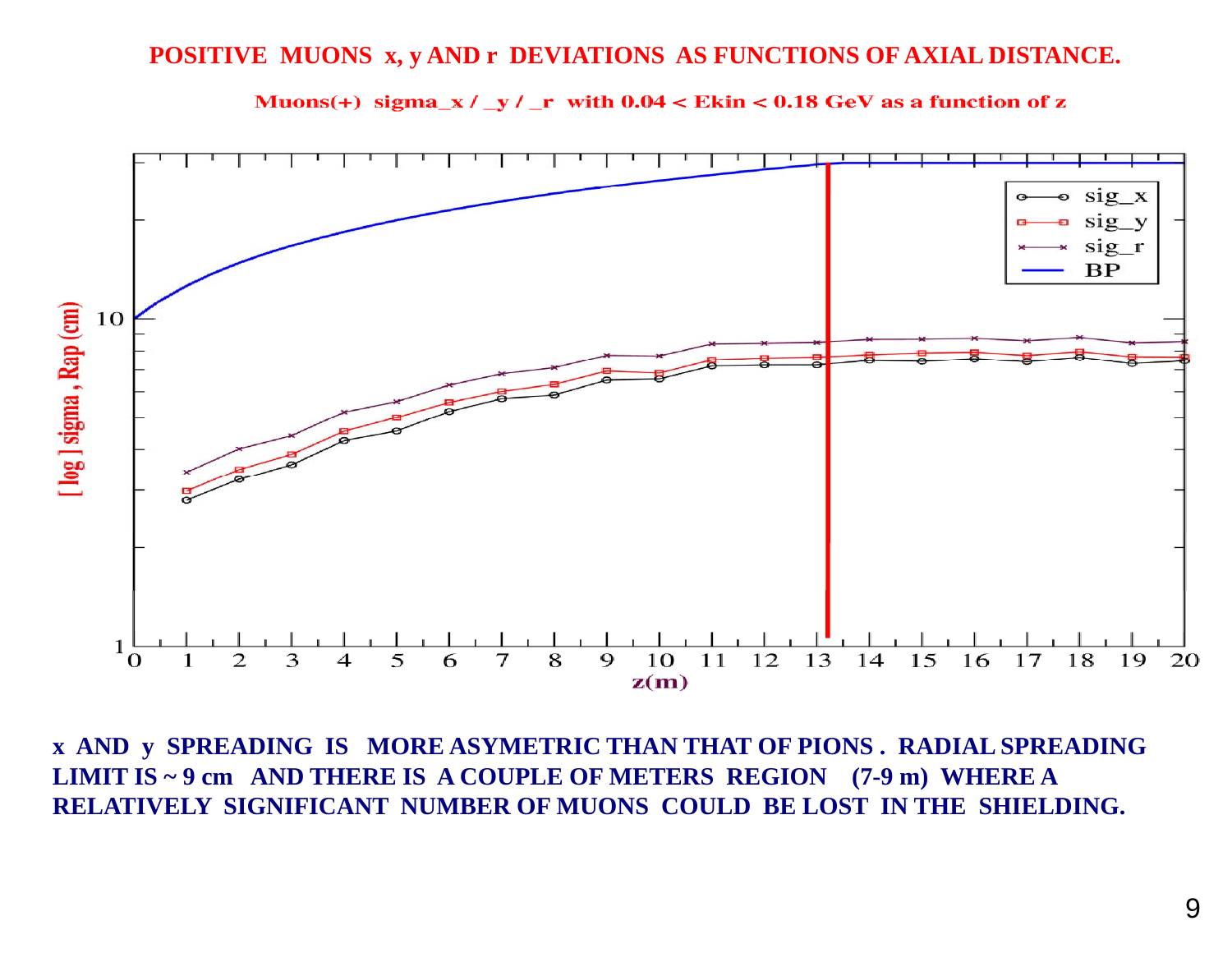# POSITIVE MUONS x, y AND r DEVIATIONS AS FUNCTIONS OF AXIAL DISTANCE.

Muons(+) sigma_x / _y / _r with 0.04 < Ekin < 0.18 GeV as a function of z

**x AND y SPREADING IS MORE ASYMETRIC THAN THAT OF PIONS . RADIAL SPREADING LIMIT IS ~ 9 cm AND THERE IS A COUPLE OF METERS REGION (7-9 m) WHERE A RELATIVELY SIGNIFICANT NUMBER OF MUONS COULD BE LOST IN THE SHIELDING.**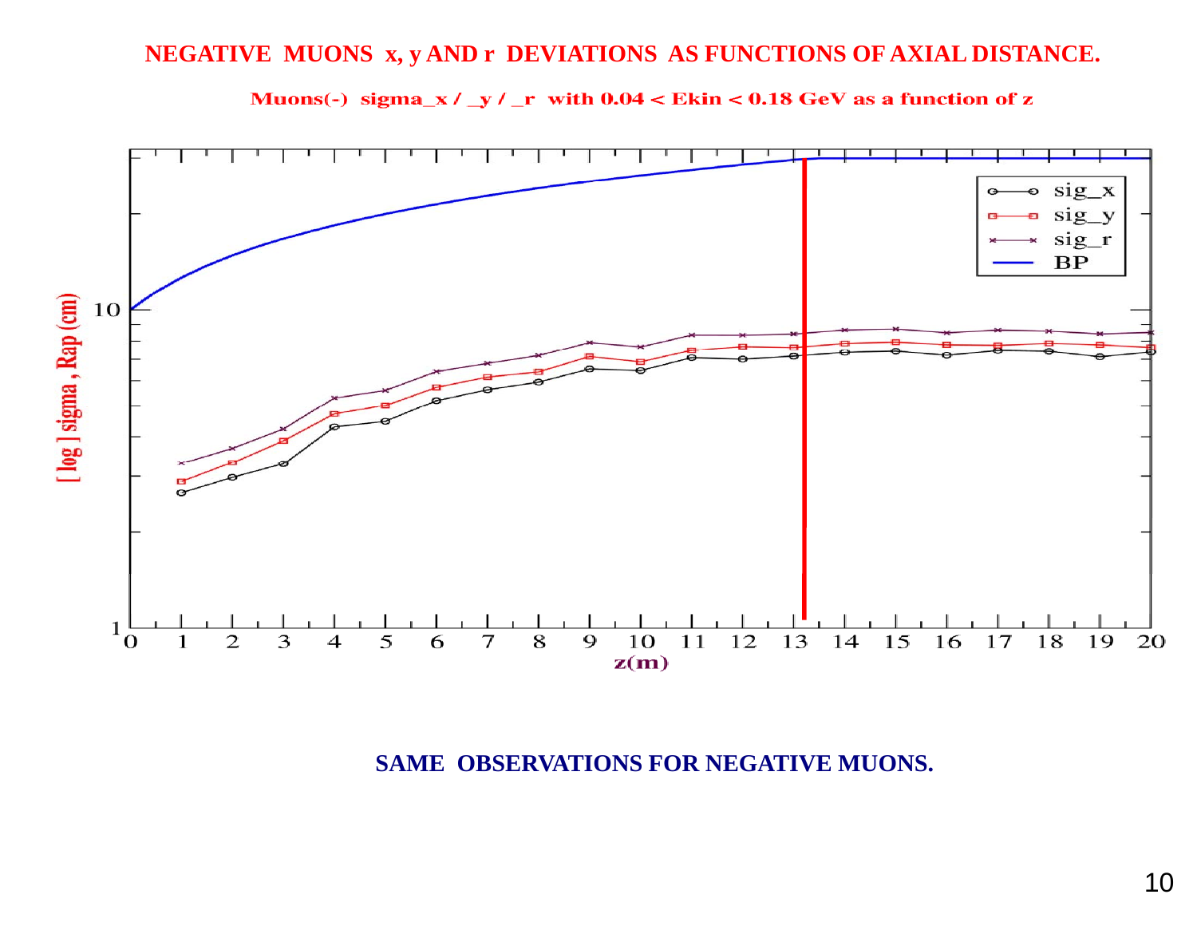# NEGATIVE MUONS x, y AND r DEVIATIONS AS FUNCTIONS OF AXIAL DISTANCE.

Muons(-) sigma_x / _y / _r with 0.04 < Ekin < 0.18 GeV as a function of z

**SAME OBSERVATIONS FOR NEGATIVE MUONS.**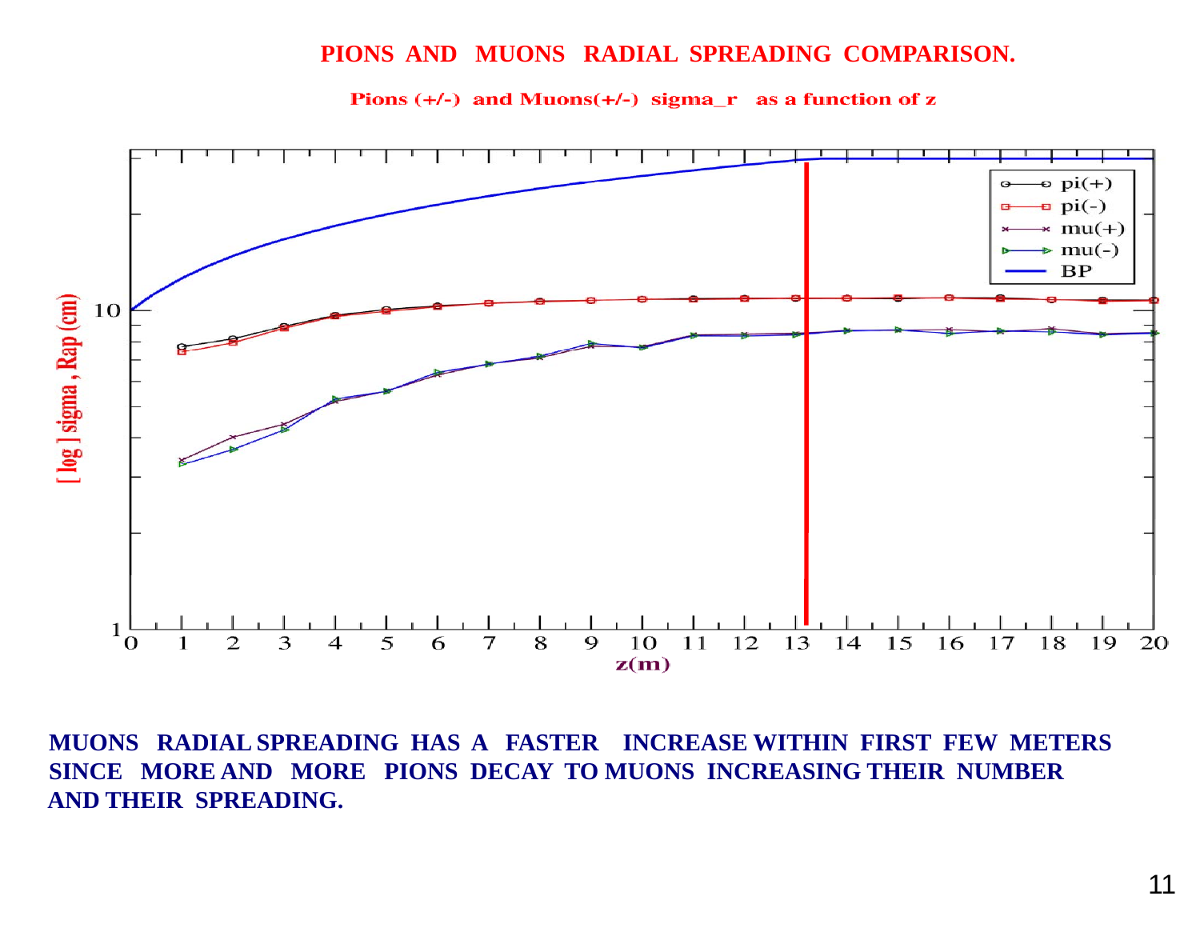# PIONS AND MUONS RADIAL SPREADING COMPARISON.

**Pions (+/-) and Muons(+/-) sigma_r as a function of z**

**MUONS RADIAL SPREADING HAS A FASTER INCREASE WITHIN FIRST FEW METERS SINCE MORE AND MORE PIONS DECAY TO MUONS INCREASING THEIR NUMBER AND THEIR SPREADING.**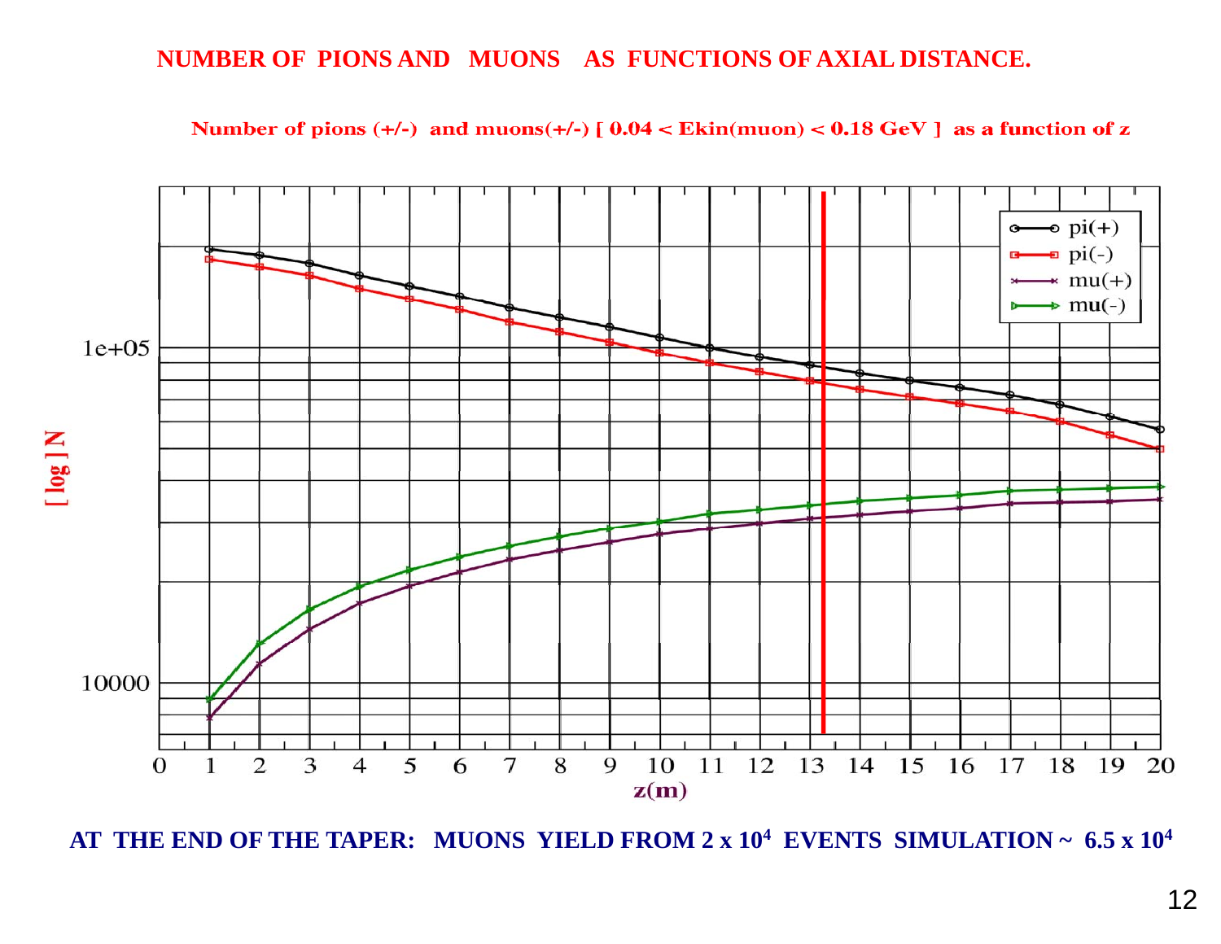# NUMBER OF PIONS AND MUONS AS FUNCTIONS OF AXIAL DISTANCE.

Number of pions (+/-) and muons(+/-) [ 0.04 < Ekin(muon) < 0.18 GeV ] as a function of z

pi(+)
pi(-)
mu(+)
mu(-)

1e+05
10000
[ log ] N

0 1 2 3 4 5 6 7 8 9 10 11 12 13 14 15 16 17 18 19 20
z(m)

**AT THE END OF THE TAPER: MUONS YIELD FROM $2 \times 10^4$ EVENTS SIMULATION ~ $6.5 \times 10^4$**